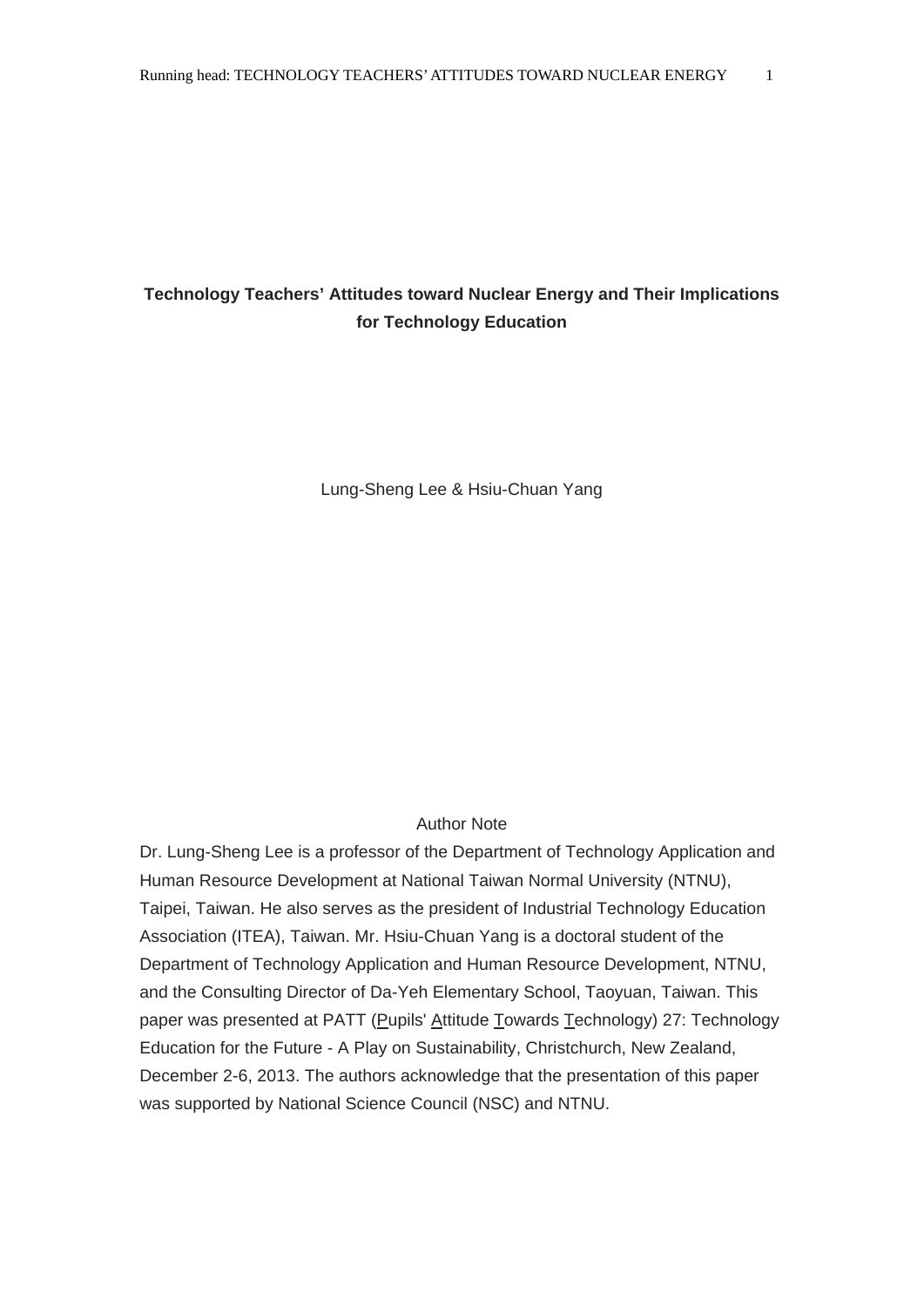# Technology Teachers' Attitudes toward Nuclear Energy and Their Implications for Technology Education

Lung-Sheng Lee & Hsiu-Chuan Yang

Author Note

Dr. Lung-Sheng Lee is a professor of the Department of Technology Application and Human Resource Development at National Taiwan Normal University (NTNU), Taipei, Taiwan. He also serves as the president of Industrial Technology Education Association (ITEA), Taiwan. Mr. Hsiu-Chuan Yang is a doctoral student of the Department of Technology Application and Human Resource Development, NTNU, and the Consulting Director of Da-Yeh Elementary School, Taoyuan, Taiwan. This paper was presented at PATT (Pupils' Attitude Towards Technology) 27: Technology Education for the Future - A Play on Sustainability, Christchurch, New Zealand, December 2-6, 2013. The authors acknowledge that the presentation of this paper was supported by National Science Council (NSC) and NTNU.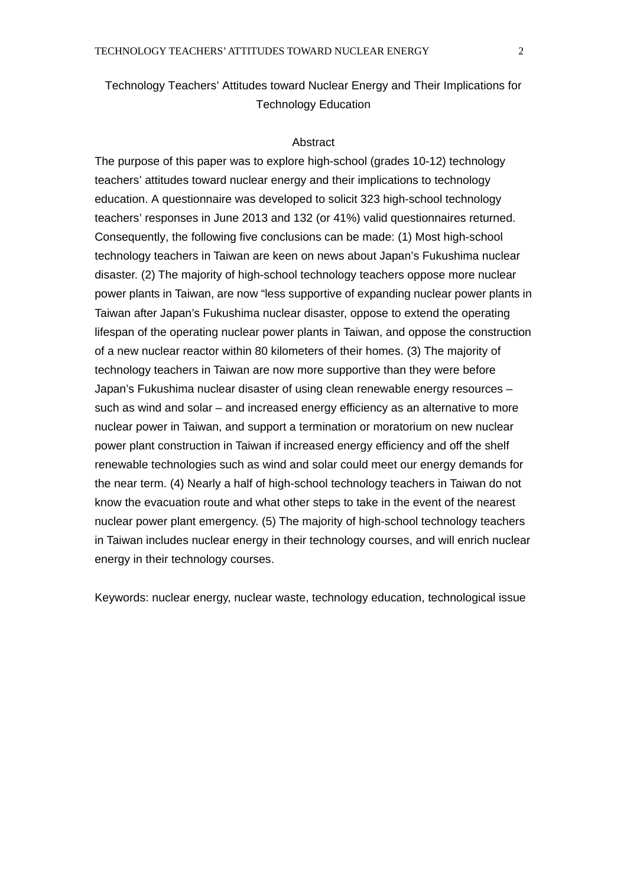# Technology Teachers' Attitudes toward Nuclear Energy and Their Implications for Technology Education

## Abstract

The purpose of this paper was to explore high-school (grades 10-12) technology teachers' attitudes toward nuclear energy and their implications to technology education. A questionnaire was developed to solicit 323 high-school technology teachers' responses in June 2013 and 132 (or 41%) valid questionnaires returned. Consequently, the following five conclusions can be made: (1) Most high-school technology teachers in Taiwan are keen on news about Japan's Fukushima nuclear disaster. (2) The majority of high-school technology teachers oppose more nuclear power plants in Taiwan, are now "less supportive of expanding nuclear power plants in Taiwan after Japan's Fukushima nuclear disaster, oppose to extend the operating lifespan of the operating nuclear power plants in Taiwan, and oppose the construction of a new nuclear reactor within 80 kilometers of their homes. (3) The majority of technology teachers in Taiwan are now more supportive than they were before Japan's Fukushima nuclear disaster of using clean renewable energy resources – such as wind and solar – and increased energy efficiency as an alternative to more nuclear power in Taiwan, and support a termination or moratorium on new nuclear power plant construction in Taiwan if increased energy efficiency and off the shelf renewable technologies such as wind and solar could meet our energy demands for the near term. (4) Nearly a half of high-school technology teachers in Taiwan do not know the evacuation route and what other steps to take in the event of the nearest nuclear power plant emergency. (5) The majority of high-school technology teachers in Taiwan includes nuclear energy in their technology courses, and will enrich nuclear energy in their technology courses.

Keywords: nuclear energy, nuclear waste, technology education, technological issue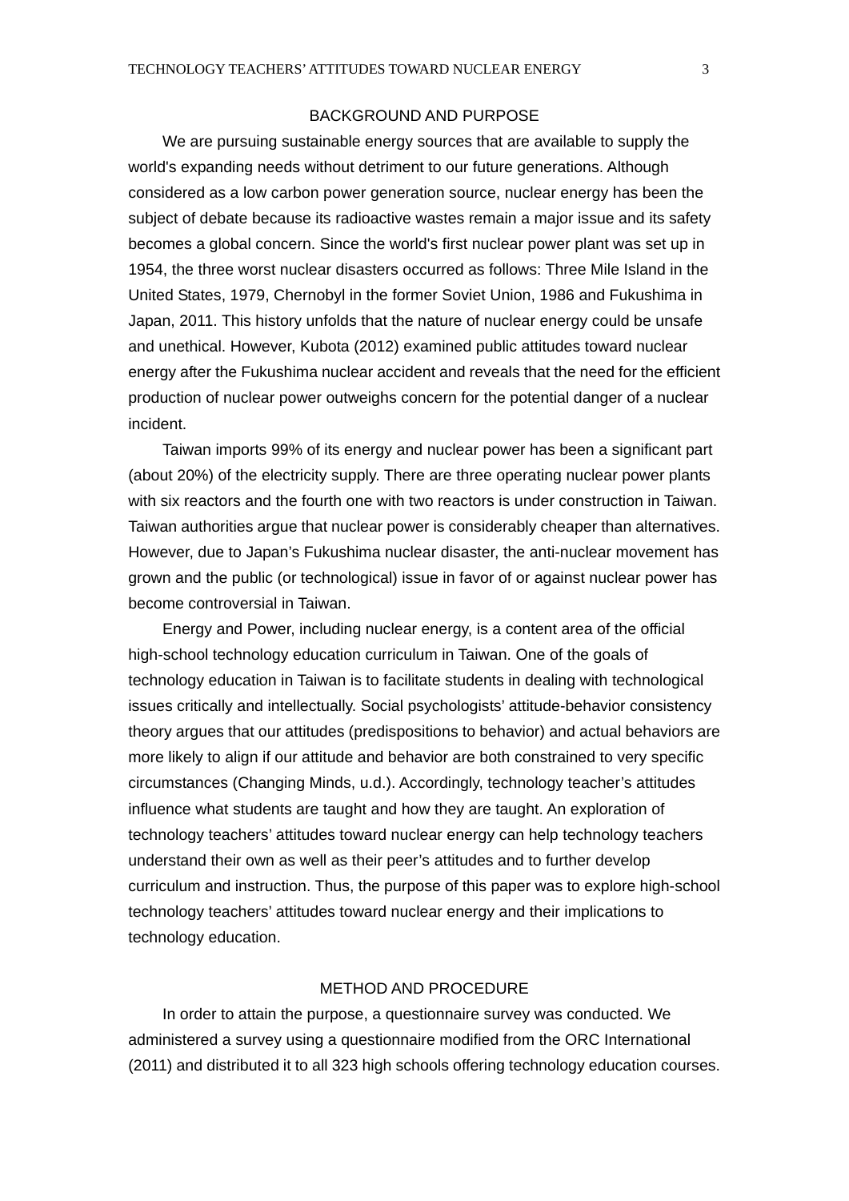## BACKGROUND AND PURPOSE

We are pursuing sustainable energy sources that are available to supply the world's expanding needs without detriment to our future generations. Although considered as a low carbon power generation source, nuclear energy has been the subject of debate because its radioactive wastes remain a major issue and its safety becomes a global concern. Since the world's first nuclear power plant was set up in 1954, the three worst nuclear disasters occurred as follows: Three Mile Island in the United States, 1979, Chernobyl in the former Soviet Union, 1986 and Fukushima in Japan, 2011. This history unfolds that the nature of nuclear energy could be unsafe and unethical. However, Kubota (2012) examined public attitudes toward nuclear energy after the Fukushima nuclear accident and reveals that the need for the efficient production of nuclear power outweighs concern for the potential danger of a nuclear incident.

Taiwan imports 99% of its energy and nuclear power has been a significant part (about 20%) of the electricity supply. There are three operating nuclear power plants with six reactors and the fourth one with two reactors is under construction in Taiwan. Taiwan authorities argue that nuclear power is considerably cheaper than alternatives. However, due to Japan's Fukushima nuclear disaster, the anti-nuclear movement has grown and the public (or technological) issue in favor of or against nuclear power has become controversial in Taiwan.

Energy and Power, including nuclear energy, is a content area of the official high-school technology education curriculum in Taiwan. One of the goals of technology education in Taiwan is to facilitate students in dealing with technological issues critically and intellectually. Social psychologists' attitude-behavior consistency theory argues that our attitudes (predispositions to behavior) and actual behaviors are more likely to align if our attitude and behavior are both constrained to very specific circumstances (Changing Minds, u.d.). Accordingly, technology teacher's attitudes influence what students are taught and how they are taught. An exploration of technology teachers' attitudes toward nuclear energy can help technology teachers understand their own as well as their peer's attitudes and to further develop curriculum and instruction. Thus, the purpose of this paper was to explore high-school technology teachers' attitudes toward nuclear energy and their implications to technology education.

## METHOD AND PROCEDURE

In order to attain the purpose, a questionnaire survey was conducted. We administered a survey using a questionnaire modified from the ORC International (2011) and distributed it to all 323 high schools offering technology education courses.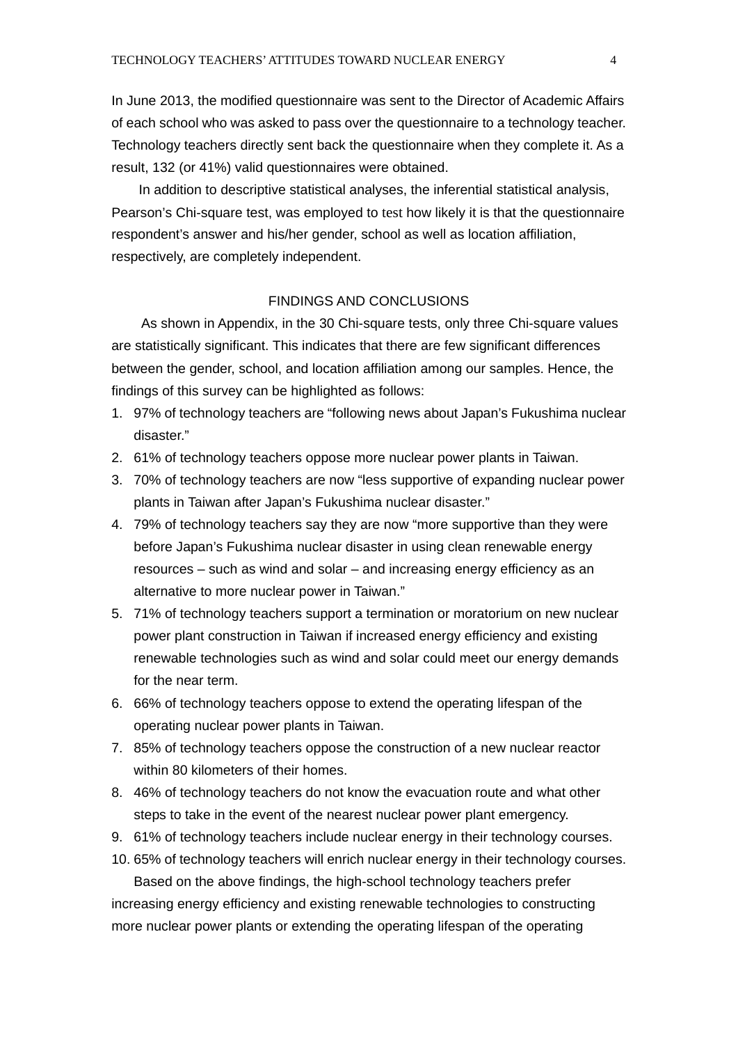In June 2013, the modified questionnaire was sent to the Director of Academic Affairs of each school who was asked to pass over the questionnaire to a technology teacher. Technology teachers directly sent back the questionnaire when they complete it. As a result, 132 (or 41%) valid questionnaires were obtained.

In addition to descriptive statistical analyses, the inferential statistical analysis, Pearson's Chi-square test, was employed to test how likely it is that the questionnaire respondent's answer and his/her gender, school as well as location affiliation, respectively, are completely independent.

## FINDINGS AND CONCLUSIONS

As shown in Appendix, in the 30 Chi-square tests, only three Chi-square values are statistically significant. This indicates that there are few significant differences between the gender, school, and location affiliation among our samples. Hence, the findings of this survey can be highlighted as follows:

1. 97% of technology teachers are "following news about Japan's Fukushima nuclear disaster."
2. 61% of technology teachers oppose more nuclear power plants in Taiwan.
3. 70% of technology teachers are now "less supportive of expanding nuclear power plants in Taiwan after Japan's Fukushima nuclear disaster."
4. 79% of technology teachers say they are now "more supportive than they were before Japan's Fukushima nuclear disaster in using clean renewable energy resources – such as wind and solar – and increasing energy efficiency as an alternative to more nuclear power in Taiwan."
5. 71% of technology teachers support a termination or moratorium on new nuclear power plant construction in Taiwan if increased energy efficiency and existing renewable technologies such as wind and solar could meet our energy demands for the near term.
6. 66% of technology teachers oppose to extend the operating lifespan of the operating nuclear power plants in Taiwan.
7. 85% of technology teachers oppose the construction of a new nuclear reactor within 80 kilometers of their homes.
8. 46% of technology teachers do not know the evacuation route and what other steps to take in the event of the nearest nuclear power plant emergency.
9. 61% of technology teachers include nuclear energy in their technology courses.
10. 65% of technology teachers will enrich nuclear energy in their technology courses.

Based on the above findings, the high-school technology teachers prefer increasing energy efficiency and existing renewable technologies to constructing more nuclear power plants or extending the operating lifespan of the operating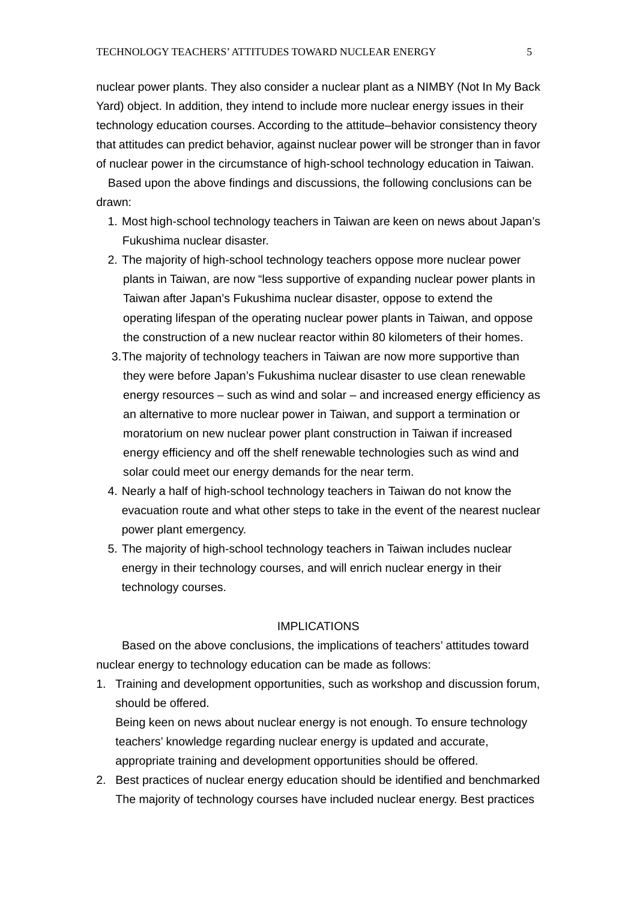nuclear power plants. They also consider a nuclear plant as a NIMBY (Not In My Back Yard) object. In addition, they intend to include more nuclear energy issues in their technology education courses. According to the attitude–behavior consistency theory that attitudes can predict behavior, against nuclear power will be stronger than in favor of nuclear power in the circumstance of high-school technology education in Taiwan.

Based upon the above findings and discussions, the following conclusions can be drawn:

1. Most high-school technology teachers in Taiwan are keen on news about Japan's Fukushima nuclear disaster.
2. The majority of high-school technology teachers oppose more nuclear power plants in Taiwan, are now "less supportive of expanding nuclear power plants in Taiwan after Japan's Fukushima nuclear disaster, oppose to extend the operating lifespan of the operating nuclear power plants in Taiwan, and oppose the construction of a new nuclear reactor within 80 kilometers of their homes.
3. The majority of technology teachers in Taiwan are now more supportive than they were before Japan's Fukushima nuclear disaster to use clean renewable energy resources – such as wind and solar – and increased energy efficiency as an alternative to more nuclear power in Taiwan, and support a termination or moratorium on new nuclear power plant construction in Taiwan if increased energy efficiency and off the shelf renewable technologies such as wind and solar could meet our energy demands for the near term.
4. Nearly a half of high-school technology teachers in Taiwan do not know the evacuation route and what other steps to take in the event of the nearest nuclear power plant emergency.
5. The majority of high-school technology teachers in Taiwan includes nuclear energy in their technology courses, and will enrich nuclear energy in their technology courses.

## IMPLICATIONS

Based on the above conclusions, the implications of teachers' attitudes toward nuclear energy to technology education can be made as follows:

1. Training and development opportunities, such as workshop and discussion forum, should be offered.

   Being keen on news about nuclear energy is not enough. To ensure technology teachers' knowledge regarding nuclear energy is updated and accurate, appropriate training and development opportunities should be offered.
2. Best practices of nuclear energy education should be identified and benchmarked

   The majority of technology courses have included nuclear energy. Best practices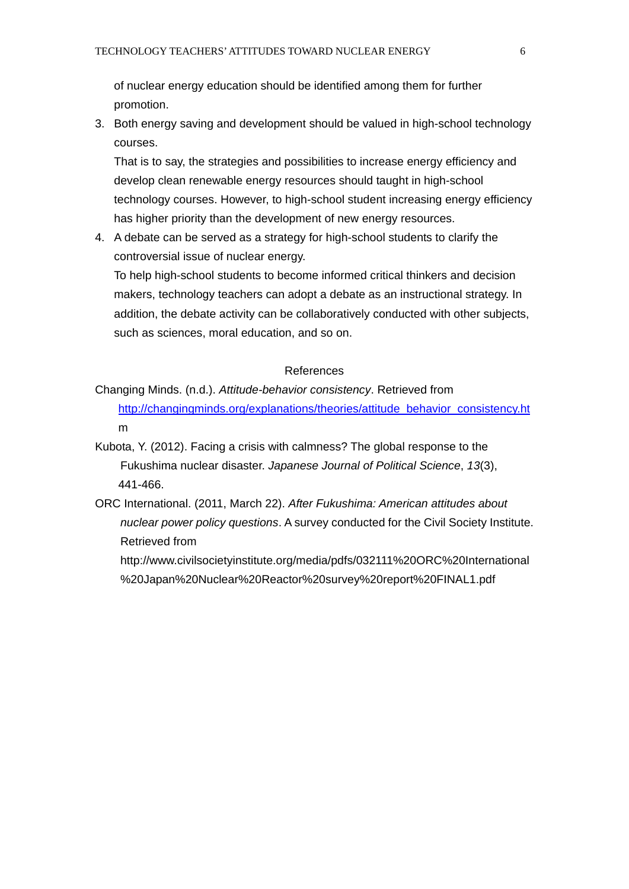of nuclear energy education should be identified among them for further promotion.

3. Both energy saving and development should be valued in high-school technology courses.

   That is to say, the strategies and possibilities to increase energy efficiency and develop clean renewable energy resources should taught in high-school technology courses. However, to high-school student increasing energy efficiency has higher priority than the development of new energy resources.

4. A debate can be served as a strategy for high-school students to clarify the controversial issue of nuclear energy.

   To help high-school students to become informed critical thinkers and decision makers, technology teachers can adopt a debate as an instructional strategy. In addition, the debate activity can be collaboratively conducted with other subjects, such as sciences, moral education, and so on.

## References

Changing Minds. (n.d.). *Attitude-behavior consistency*. Retrieved from http://changingminds.org/explanations/theories/attitude_behavior_consistency.htm

Kubota, Y. (2012). Facing a crisis with calmness? The global response to the Fukushima nuclear disaster. *Japanese Journal of Political Science*, *13*(3), 441-466.

ORC International. (2011, March 22). *After Fukushima: American attitudes about nuclear power policy questions*. A survey conducted for the Civil Society Institute. Retrieved from http://www.civilsocietyinstitute.org/media/pdfs/032111%20ORC%20International%20Japan%20Nuclear%20Reactor%20survey%20report%20FINAL1.pdf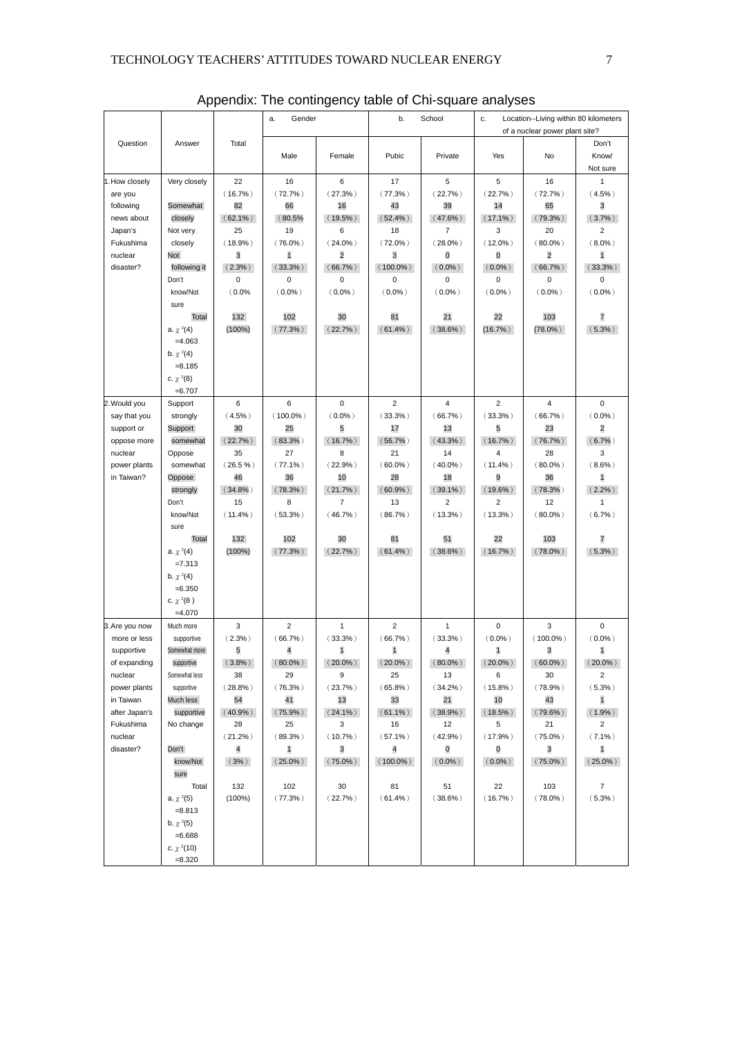## Appendix: The contingency table of Chi-square analyses

| Question | Answer | Total | a. Gender | | b. School | | c. Location--Living within 80 kilometers of a nuclear power plant site? | | |
|---|---|---|---|---|---|---|---|---|---|
| | | | Male | Female | Pubic | Private | Yes | No | Don't Know/ Not sure |
| 1. How closely are you following news about Japan's Fukushima nuclear disaster? | Very closely | 22 (16.7%) | 16 (72.7%) | 6 (27.3%) | 17 (77.3%) | 5 (22.7%) | 5 (22.7%) | 16 (72.7%) | 1 (4.5%) |
| | Somewhat closely | 82 (62.1%) | 66 (80.5% | 16 (19.5%) | 43 (52.4%) | 39 (47.6%) | 14 (17.1%) | 65 (79.3%) | 3 (3.7%) |
| | Not very closely | 25 (18.9%) | 19 (76.0%) | 6 (24.0%) | 18 (72.0%) | 7 (28.0%) | 3 (12.0%) | 20 (80.0%) | 2 (8.0%) |
| | Not following it | 3 (2.3%) | 1 (33.3%) | 2 (66.7%) | 3 (100.0%) | 0 (0.0%) | 0 (0.0%) | 2 (66.7%) | 1 (33.3%) |
| | Don't know/Not sure | 0 (0.0% | 0 (0.0%) | 0 (0.0%) | 0 (0.0%) | 0 (0.0%) | 0 (0.0%) | 0 (0.0%) | 0 (0.0%) |
| | Total | 132 (100%) | 102 (77.3%) | 30 (22.7%) | 81 (61.4%) | 21 (38.6%) | 22 (16.7%) | 103 (78.0%) | 7 (5.3%) |
| | a. $\chi^2(4)$ =4.063 b. $\chi^2(4)$ =8.185 c. $\chi^2(8)$ =6.707 | | | | | | | | |
| 2. Would you say that you support or oppose more nuclear power plants in Taiwan? | Support strongly | 6 (4.5%) | 6 (100.0%) | 0 (0.0%) | 2 (33.3%) | 4 (66.7%) | 2 (33.3%) | 4 (66.7%) | 0 (0.0%) |
| | Support somewhat | 30 (22.7%) | 25 (83.3%) | 5 (16.7%) | 17 (56.7%) | 13 (43.3%) | 5 (16.7%) | 23 (76.7%) | 2 (6.7%) |
| | Oppose somewhat | 35 (26.5 %) | 27 (77.1%) | 8 (22.9%) | 21 (60.0%) | 14 (40.0%) | 4 (11.4%) | 28 (80.0%) | 3 (8.6%) |
| | Oppose strongly | 46 (34.8%) | 36 (78.3%) | 10 (21.7%) | 28 (60.9%) | 18 (39.1%) | 9 (19.6%) | 36 (78.3%) | 1 (2.2%) |
| | Don't know/Not sure | 15 (11.4%) | 8 (53.3%) | 7 (46.7%) | 13 (86.7%) | 2 (13.3%) | 2 (13.3%) | 12 (80.0%) | 1 (6.7%) |
| | Total | 132 (100%) | 102 (77.3%) | 30 (22.7%) | 81 (61.4%) | 51 (38.6%) | 22 (16.7%) | 103 (78.0%) | 7 (5.3%) |
| | a. $\chi^2(4)$ =7.313 b. $\chi^2(4)$ =6.350 c. $\chi^2(8)$ =4.070 | | | | | | | | |
| 3. Are you now more or less supportive of expanding nuclear power plants in Taiwan after Japan's Fukushima nuclear disaster? | Much more supportive | 3 (2.3%) | 2 (66.7%) | 1 (33.3%) | 2 (66.7%) | 1 (33.3%) | 0 (0.0%) | 3 (100.0%) | 0 (0.0%) |
| | Somewhat more supportive | 5 (3.8%) | 4 (80.0%) | 1 (20.0%) | 1 (20.0%) | 4 (80.0%) | 1 (20.0%) | 3 (60.0%) | 1 (20.0%) |
| | Somewhat less supportive | 38 (28.8%) | 29 (76.3%) | 9 (23.7%) | 25 (65.8%) | 13 (34.2%) | 6 (15.8%) | 30 (78.9%) | 2 (5.3%) |
| | Much less supportive | 54 (40.9%) | 41 (75.9%) | 13 (24.1%) | 33 (61.1%) | 21 (38.9%) | 10 (18.5%) | 43 (79.6%) | 1 (1.9%) |
| | No change | 28 (21.2%) | 25 (89.3%) | 3 (10.7%) | 16 (57.1%) | 12 (42.9%) | 5 (17.9%) | 21 (75.0%) | 2 (7.1%) |
| | Don't know/Not sure | 4 (3%) | 1 (25.0%) | 3 (75.0%) | 4 (100.0%) | 0 (0.0%) | 0 (0.0%) | 3 (75.0%) | 1 (25.0%) |
| | Total | 132 (100%) | 102 (77.3%) | 30 (22.7%) | 81 (61.4%) | 51 (38.6%) | 22 (16.7%) | 103 (78.0%) | 7 (5.3%) |
| | a. $\chi^2(5)$ =8.813 b. $\chi^2(5)$ =6.688 c. $\chi^2(10)$ =8.320 | | | | | | | | |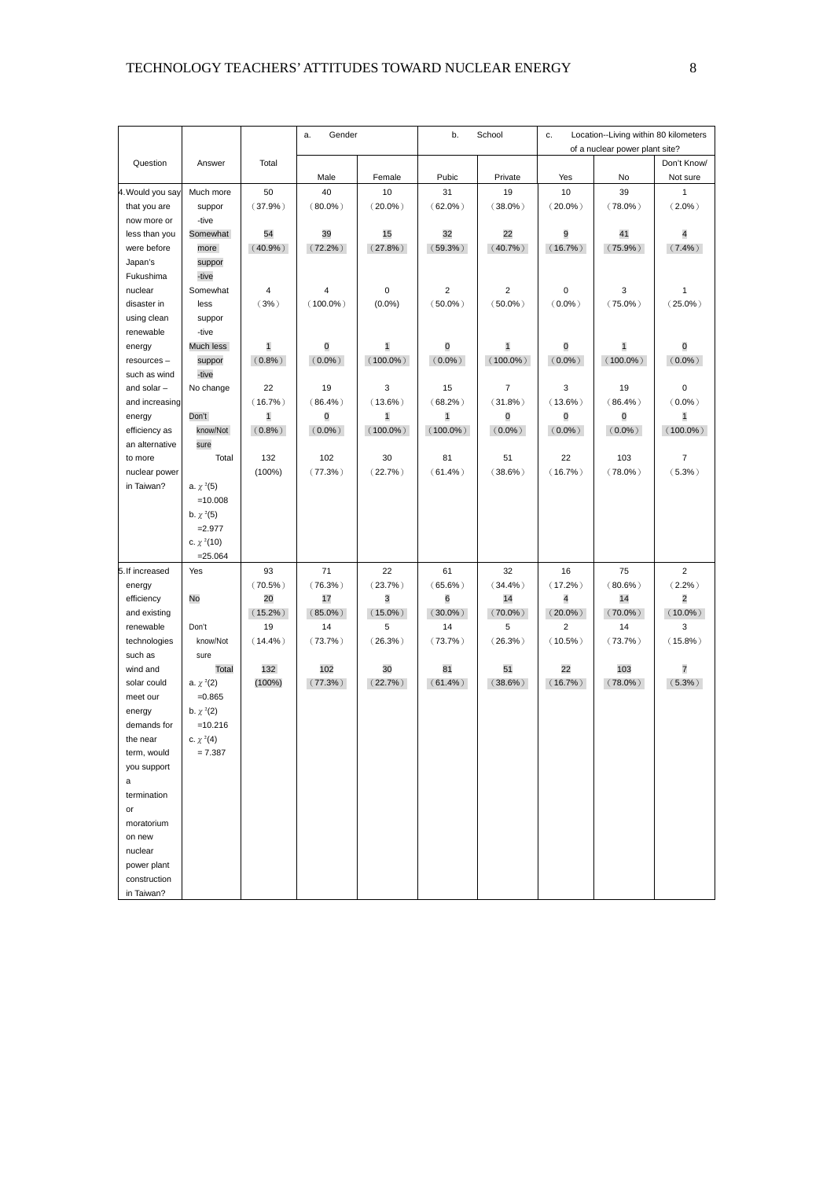| Question | Answer | Total | a. Gender | | b. School | | c. Location--Living within 80 kilometers of a nuclear power plant site? | | |
|---|---|---|---|---|---|---|---|---|---|
| | | | Male | Female | Pubic | Private | Yes | No | Don't Know/ Not sure |
| 4. Would you say that you are now more or less than you were before Japan's Fukushima nuclear disaster in using clean renewable energy resources – such as wind and solar – and increasing energy efficiency as an alternative to more nuclear power in Taiwan? | Much more supportive | 50 (37.9%) | 40 (80.0%) | 10 (20.0%) | 31 (62.0%) | 19 (38.0%) | 10 (20.0%) | 39 (78.0%) | 1 (2.0%) |
| | Somewhat more supportive | 54 (40.9%) | 39 (72.2%) | 15 (27.8%) | 32 (59.3%) | 22 (40.7%) | 9 (16.7%) | 41 (75.9%) | 4 (7.4%) |
| | Somewhat less supportive | 4 (3%) | 4 (100.0%) | 0 (0.0%) | 2 (50.0%) | 2 (50.0%) | 0 (0.0%) | 3 (75.0%) | 1 (25.0%) |
| | Much less supportive | 1 (0.8%) | 0 (0.0%) | 1 (100.0%) | 0 (0.0%) | 1 (100.0%) | 0 (0.0%) | 1 (100.0%) | 0 (0.0%) |
| | No change | 22 (16.7%) | 19 (86.4%) | 3 (13.6%) | 15 (68.2%) | 7 (31.8%) | 3 (13.6%) | 19 (86.4%) | 0 (0.0%) |
| | Don't know/Not sure | 1 (0.8%) | 0 (0.0%) | 1 (100.0%) | 1 (100.0%) | 0 (0.0%) | 0 (0.0%) | 0 (0.0%) | 1 (100.0%) |
| | Total | 132 (100%) | 102 (77.3%) | 30 (22.7%) | 81 (61.4%) | 51 (38.6%) | 22 (16.7%) | 103 (78.0%) | 7 (5.3%) |
| | a. $\chi^2(5)$ =10.008<br>b. $\chi^2(5)$ =2.977<br>c. $\chi^2(10)$ =25.064 | | | | | | | | |
| 5. If increased energy efficiency and existing renewable technologies such as wind and solar could meet our energy demands for the near term, would you support a termination or moratorium on new nuclear power plant construction in Taiwan? | Yes | 93 (70.5%) | 71 (76.3%) | 22 (23.7%) | 61 (65.6%) | 32 (34.4%) | 16 (17.2%) | 75 (80.6%) | 2 (2.2%) |
| | No | 20 (15.2%) | 17 (85.0%) | 3 (15.0%) | 6 (30.0%) | 14 (70.0%) | 4 (20.0%) | 14 (70.0%) | 2 (10.0%) |
| | Don't know/Not sure | 19 (14.4%) | 14 (73.7%) | 5 (26.3%) | 14 (73.7%) | 5 (26.3%) | 2 (10.5%) | 14 (73.7%) | 3 (15.8%) |
| | Total | 132 (100%) | 102 (77.3%) | 30 (22.7%) | 81 (61.4%) | 51 (38.6%) | 22 (16.7%) | 103 (78.0%) | 7 (5.3%) |
| | a. $\chi^2(2)$ =0.865<br>b. $\chi^2(2)$ =10.216<br>c. $\chi^2(4)$ = 7.387 | | | | | | | | |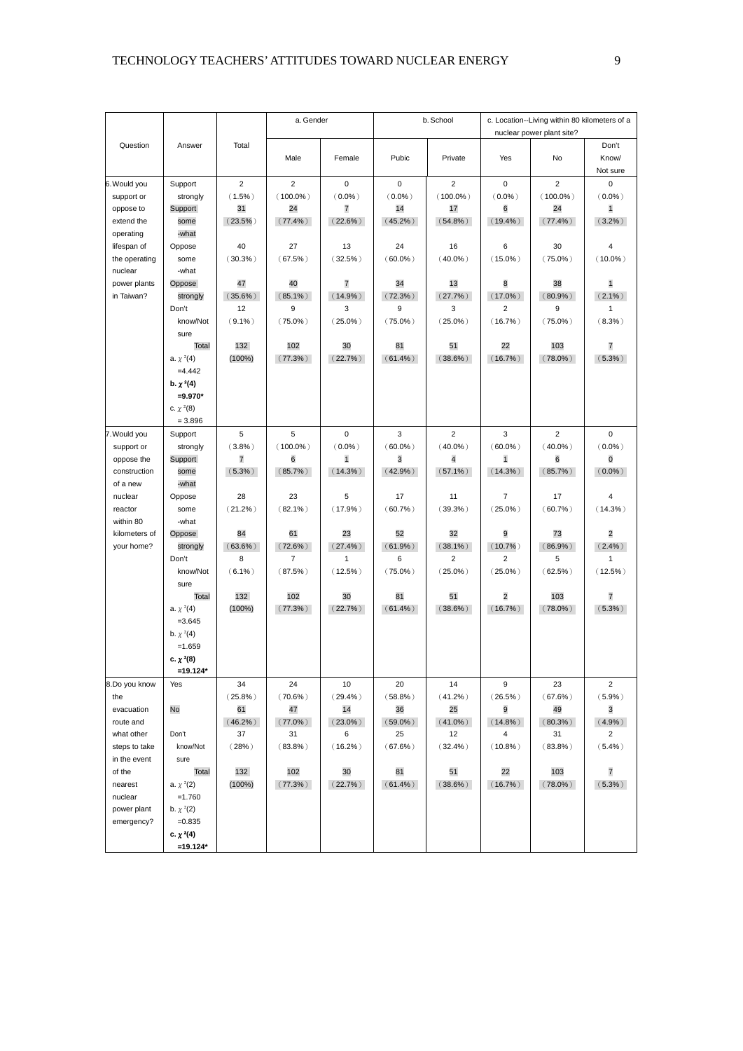| Question | Answer | Total | a. Gender | | b. School | | c. Location--Living within 80 kilometers of a nuclear power plant site? | | |
|---|---|---|---|---|---|---|---|---|---|
| | | | Male | Female | Pubic | Private | Yes | No | Don't Know/ Not sure |
| 6. Would you support or oppose to extend the operating lifespan of the operating nuclear power plants in Taiwan? | Support strongly | 2 (1.5%) | 2 (100.0%) | 0 (0.0%) | 0 (0.0%) | 2 (100.0%) | 0 (0.0%) | 2 (100.0%) | 0 (0.0%) |
| | Support some -what | 31 (23.5%) | 24 (77.4%) | 7 (22.6%) | 14 (45.2%) | 17 (54.8%) | 6 (19.4%) | 24 (77.4%) | 1 (3.2%) |
| | Oppose some -what | 40 (30.3%) | 27 (67.5%) | 13 (32.5%) | 24 (60.0%) | 16 (40.0%) | 6 (15.0%) | 30 (75.0%) | 4 (10.0%) |
| | Oppose strongly | 47 (35.6%) | 40 (85.1%) | 7 (14.9%) | 34 (72.3%) | 13 (27.7%) | 8 (17.0%) | 38 (80.9%) | 1 (2.1%) |
| | Don't know/Not sure | 12 (9.1%) | 9 (75.0%) | 3 (25.0%) | 9 (75.0%) | 3 (25.0%) | 2 (16.7%) | 9 (75.0%) | 1 (8.3%) |
| | Total | 132 (100%) | 102 (77.3%) | 30 (22.7%) | 81 (61.4%) | 51 (38.6%) | 22 (16.7%) | 103 (78.0%) | 7 (5.3%) |
| | a. $\chi^2(4)$ =4.442 **b. $\chi^2(4)$ =9.970*** c. $\chi^2(8)$ = 3.896 | | | | | | | | |
| 7. Would you support or oppose the construction of a new nuclear reactor within 80 kilometers of your home? | Support strongly | 5 (3.8%) | 5 (100.0%) | 0 (0.0%) | 3 (60.0%) | 2 (40.0%) | 3 (60.0%) | 2 (40.0%) | 0 (0.0%) |
| | Support some -what | 7 (5.3%) | 6 (85.7%) | 1 (14.3%) | 3 (42.9%) | 4 (57.1%) | 1 (14.3%) | 6 (85.7%) | 0 (0.0%) |
| | Oppose some -what | 28 (21.2%) | 23 (82.1%) | 5 (17.9%) | 17 (60.7%) | 11 (39.3%) | 7 (25.0%) | 17 (60.7%) | 4 (14.3%) |
| | Oppose strongly | 84 (63.6%) | 61 (72.6%) | 23 (27.4%) | 52 (61.9%) | 32 (38.1%) | 9 (10.7%) | 73 (86.9%) | 2 (2.4%) |
| | Don't know/Not sure | 8 (6.1%) | 7 (87.5%) | 1 (12.5%) | 6 (75.0%) | 2 (25.0%) | 2 (25.0%) | 5 (62.5%) | 1 (12.5%) |
| | Total | 132 (100%) | 102 (77.3%) | 30 (22.7%) | 81 (61.4%) | 51 (38.6%) | 2 (16.7%) | 103 (78.0%) | 7 (5.3%) |
| | a. $\chi^2(4)$ =3.645 b. $\chi^2(4)$ =1.659 **c. $\chi^2(8)$ =19.124*** | | | | | | | | |
| 8. Do you know the evacuation route and what other steps to take in the event of the nearest nuclear power plant emergency? | Yes | 34 (25.8%) | 24 (70.6%) | 10 (29.4%) | 20 (58.8%) | 14 (41.2%) | 9 (26.5%) | 23 (67.6%) | 2 (5.9%) |
| | No | 61 (46.2%) | 47 (77.0%) | 14 (23.0%) | 36 (59.0%) | 25 (41.0%) | 9 (14.8%) | 49 (80.3%) | 3 (4.9%) |
| | Don't know/Not sure | 37 (28%) | 31 (83.8%) | 6 (16.2%) | 25 (67.6%) | 12 (32.4%) | 4 (10.8%) | 31 (83.8%) | 2 (5.4%) |
| | Total | 132 (100%) | 102 (77.3%) | 30 (22.7%) | 81 (61.4%) | 51 (38.6%) | 22 (16.7%) | 103 (78.0%) | 7 (5.3%) |
| | a. $\chi^2(2)$ =1.760 b. $\chi^2(2)$ =0.835 **c. $\chi^2(4)$ =19.124*** | | | | | | | | |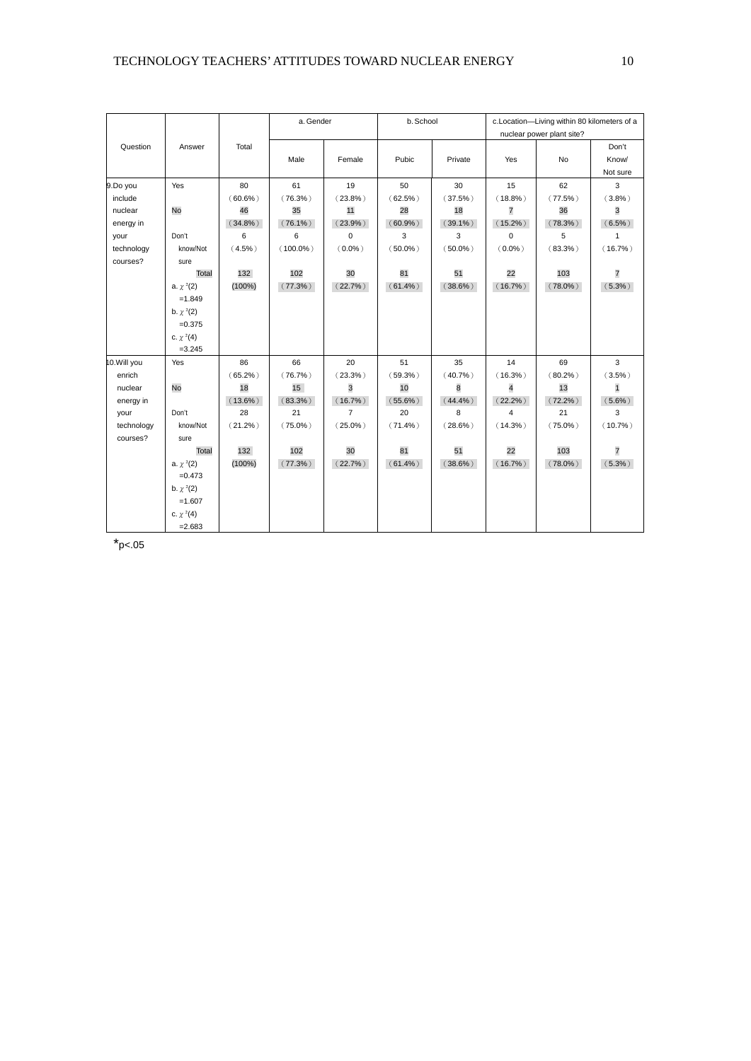| Question | Answer | Total | a. Gender | | b. School | | c.Location—Living within 80 kilometers of a nuclear power plant site? | | |
|---|---|---|---|---|---|---|---|---|---|
| | | | Male | Female | Pubic | Private | Yes | No | Don't Know/ Not sure |
| 9.Do you include nuclear energy in your technology courses? | Yes | 80 (60.6%) | 61 (76.3%) | 19 (23.8%) | 50 (62.5%) | 30 (37.5%) | 15 (18.8%) | 62 (77.5%) | 3 (3.8%) |
| | No | 46 (34.8%) | 35 (76.1%) | 11 (23.9%) | 28 (60.9%) | 18 (39.1%) | 7 (15.2%) | 36 (78.3%) | 3 (6.5%) |
| | Don't know/Not sure | 6 (4.5%) | 6 (100.0%) | 0 (0.0%) | 3 (50.0%) | 3 (50.0%) | 0 (0.0%) | 5 (83.3%) | 1 (16.7%) |
| | Total | 132 (100%) | 102 (77.3%) | 30 (22.7%) | 81 (61.4%) | 51 (38.6%) | 22 (16.7%) | 103 (78.0%) | 7 (5.3%) |
| | a. $\chi^2(2)$ =1.849<br>b. $\chi^2(2)$ =0.375<br>c. $\chi^2(4)$ =3.245 | | | | | | | | |
| 10.Will you enrich nuclear energy in your technology courses? | Yes | 86 (65.2%) | 66 (76.7%) | 20 (23.3%) | 51 (59.3%) | 35 (40.7%) | 14 (16.3%) | 69 (80.2%) | 3 (3.5%) |
| | No | 18 (13.6%) | 15 (83.3%) | 3 (16.7%) | 10 (55.6%) | 8 (44.4%) | 4 (22.2%) | 13 (72.2%) | 1 (5.6%) |
| | Don't know/Not sure | 28 (21.2%) | 21 (75.0%) | 7 (25.0%) | 20 (71.4%) | 8 (28.6%) | 4 (14.3%) | 21 (75.0%) | 3 (10.7%) |
| | Total | 132 (100%) | 102 (77.3%) | 30 (22.7%) | 81 (61.4%) | 51 (38.6%) | 22 (16.7%) | 103 (78.0%) | 7 (5.3%) |
| | a. $\chi^2(2)$ =0.473<br>b. $\chi^2(2)$ =1.607<br>c. $\chi^2(4)$ =2.683 | | | | | | | | |

*$p<.05$